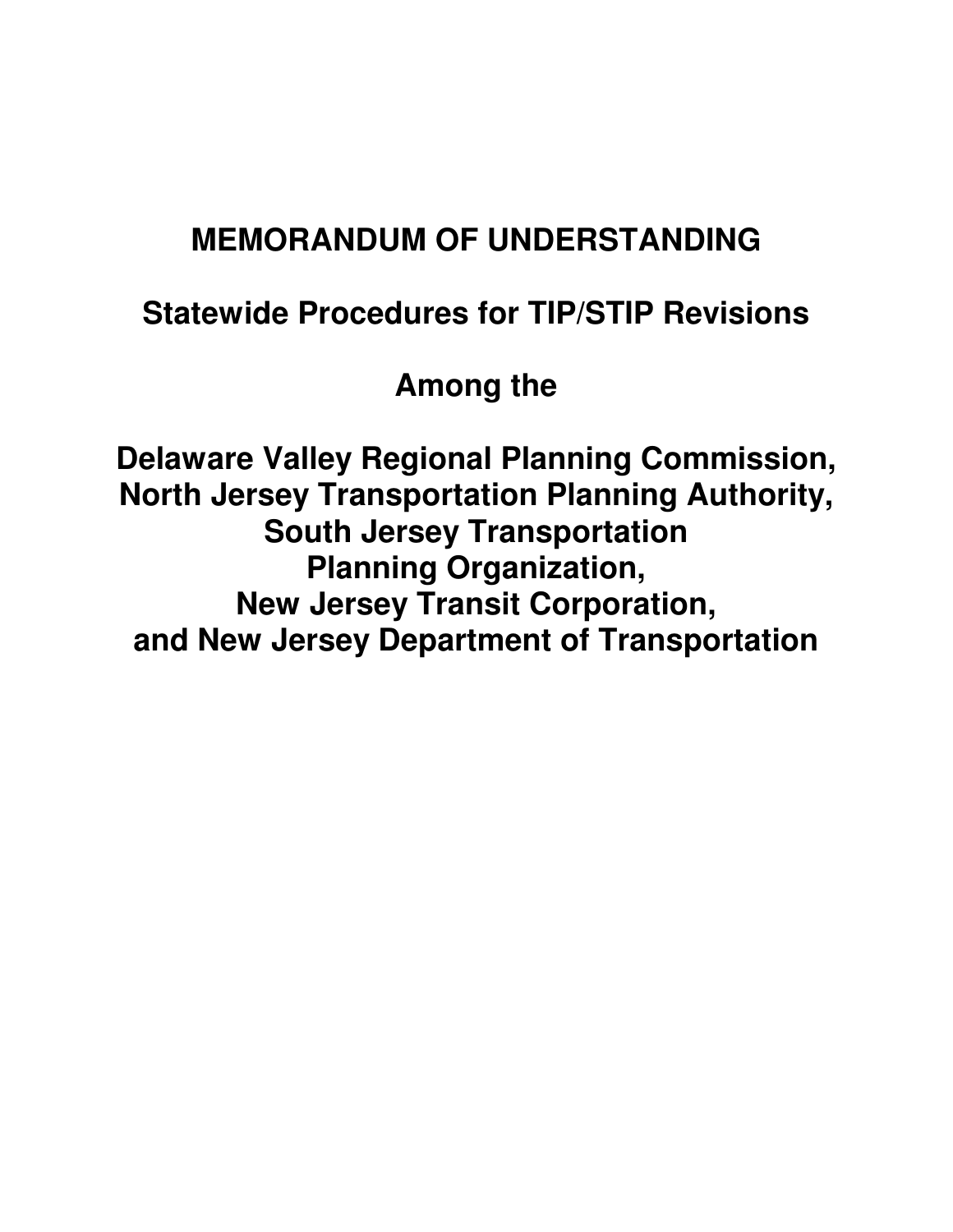# MEMORANDUM OF UNDERSTANDING

## Statewide Procedures for TIP/STIP Revisions

## Among the

## Delaware Valley Regional Planning Commission, North Jersey Transportation Planning Authority, South Jersey Transportation Planning Organization, New Jersey Transit Corporation, and New Jersey Department of Transportation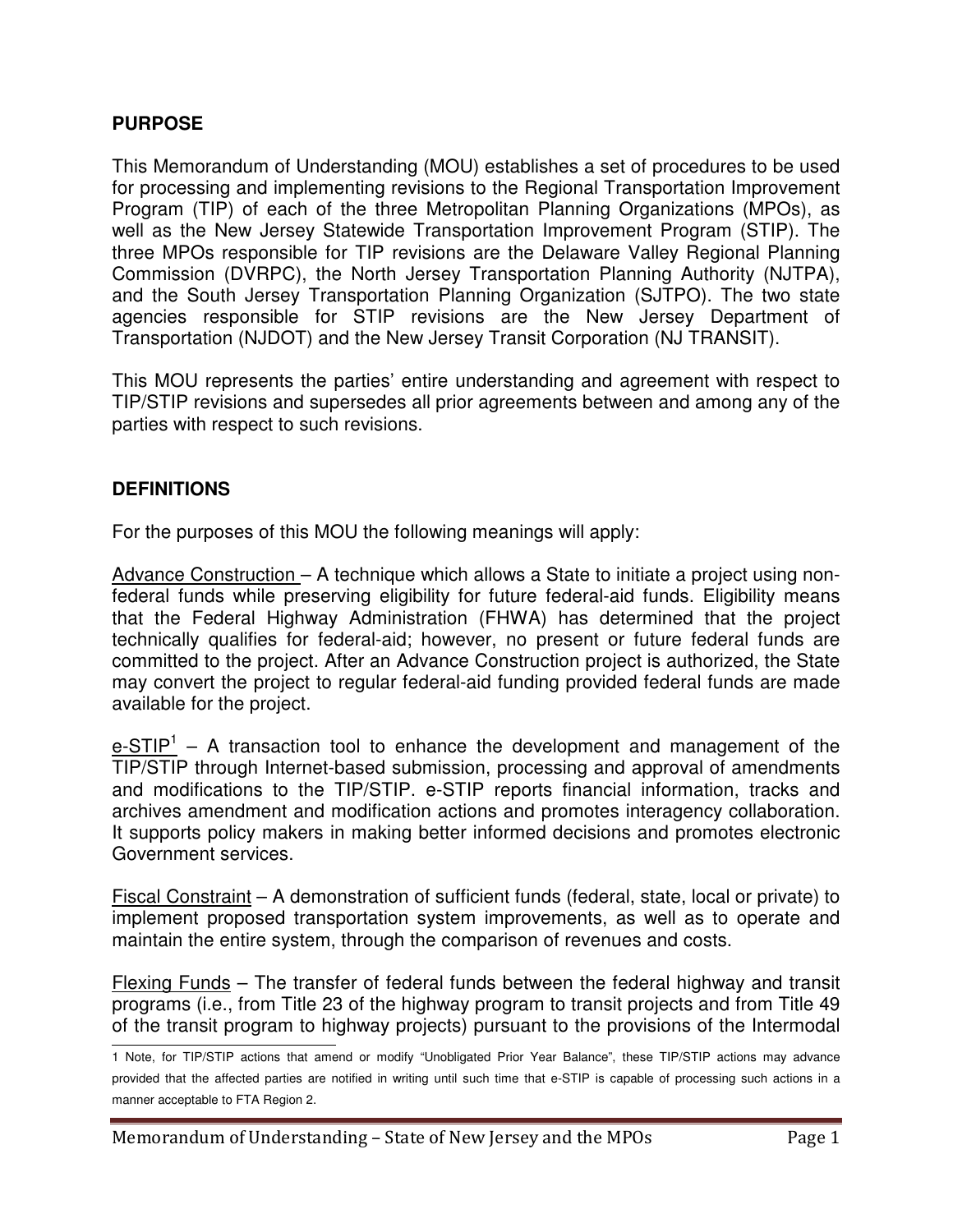## PURPOSE

This Memorandum of Understanding (MOU) establishes a set of procedures to be used for processing and implementing revisions to the Regional Transportation Improvement Program (TIP) of each of the three Metropolitan Planning Organizations (MPOs), as well as the New Jersey Statewide Transportation Improvement Program (STIP). The three MPOs responsible for TIP revisions are the Delaware Valley Regional Planning Commission (DVRPC), the North Jersey Transportation Planning Authority (NJTPA), and the South Jersey Transportation Planning Organization (SJTPO). The two state agencies responsible for STIP revisions are the New Jersey Department of Transportation (NJDOT) and the New Jersey Transit Corporation (NJ TRANSIT).

This MOU represents the parties' entire understanding and agreement with respect to TIP/STIP revisions and supersedes all prior agreements between and among any of the parties with respect to such revisions.

## DEFINITIONS

For the purposes of this MOU the following meanings will apply:

Advance Construction – A technique which allows a State to initiate a project using non-federal funds while preserving eligibility for future federal-aid funds. Eligibility means that the Federal Highway Administration (FHWA) has determined that the project technically qualifies for federal-aid; however, no present or future federal funds are committed to the project. After an Advance Construction project is authorized, the State may convert the project to regular federal-aid funding provided federal funds are made available for the project.

e-STIP[1] – A transaction tool to enhance the development and management of the TIP/STIP through Internet-based submission, processing and approval of amendments and modifications to the TIP/STIP. e-STIP reports financial information, tracks and archives amendment and modification actions and promotes interagency collaboration. It supports policy makers in making better informed decisions and promotes electronic Government services.

Fiscal Constraint – A demonstration of sufficient funds (federal, state, local or private) to implement proposed transportation system improvements, as well as to operate and maintain the entire system, through the comparison of revenues and costs.

Flexing Funds – The transfer of federal funds between the federal highway and transit programs (i.e., from Title 23 of the highway program to transit projects and from Title 49 of the transit program to highway projects) pursuant to the provisions of the Intermodal

1 Note, for TIP/STIP actions that amend or modify "Unobligated Prior Year Balance", these TIP/STIP actions may advance provided that the affected parties are notified in writing until such time that e-STIP is capable of processing such actions in a manner acceptable to FTA Region 2.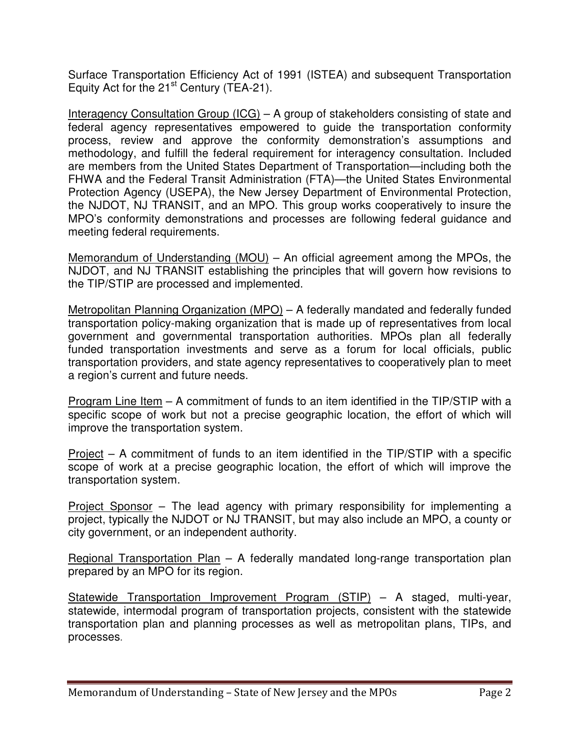Surface Transportation Efficiency Act of 1991 (ISTEA) and subsequent Transportation Equity Act for the 21st Century (TEA-21).

<u>Interagency Consultation Group (ICG)</u> – A group of stakeholders consisting of state and federal agency representatives empowered to guide the transportation conformity process, review and approve the conformity demonstration's assumptions and methodology, and fulfill the federal requirement for interagency consultation. Included are members from the United States Department of Transportation—including both the FHWA and the Federal Transit Administration (FTA)—the United States Environmental Protection Agency (USEPA), the New Jersey Department of Environmental Protection, the NJDOT, NJ TRANSIT, and an MPO. This group works cooperatively to insure the MPO's conformity demonstrations and processes are following federal guidance and meeting federal requirements.

<u>Memorandum of Understanding (MOU)</u> – An official agreement among the MPOs, the NJDOT, and NJ TRANSIT establishing the principles that will govern how revisions to the TIP/STIP are processed and implemented.

<u>Metropolitan Planning Organization (MPO)</u> – A federally mandated and federally funded transportation policy-making organization that is made up of representatives from local government and governmental transportation authorities. MPOs plan all federally funded transportation investments and serve as a forum for local officials, public transportation providers, and state agency representatives to cooperatively plan to meet a region's current and future needs.

<u>Program Line Item</u> – A commitment of funds to an item identified in the TIP/STIP with a specific scope of work but not a precise geographic location, the effort of which will improve the transportation system.

<u>Project</u> – A commitment of funds to an item identified in the TIP/STIP with a specific scope of work at a precise geographic location, the effort of which will improve the transportation system.

<u>Project Sponsor</u> – The lead agency with primary responsibility for implementing a project, typically the NJDOT or NJ TRANSIT, but may also include an MPO, a county or city government, or an independent authority.

<u>Regional Transportation Plan</u> – A federally mandated long-range transportation plan prepared by an MPO for its region.

<u>Statewide Transportation Improvement Program (STIP)</u> – A staged, multi-year, statewide, intermodal program of transportation projects, consistent with the statewide transportation plan and planning processes as well as metropolitan plans, TIPs, and processes.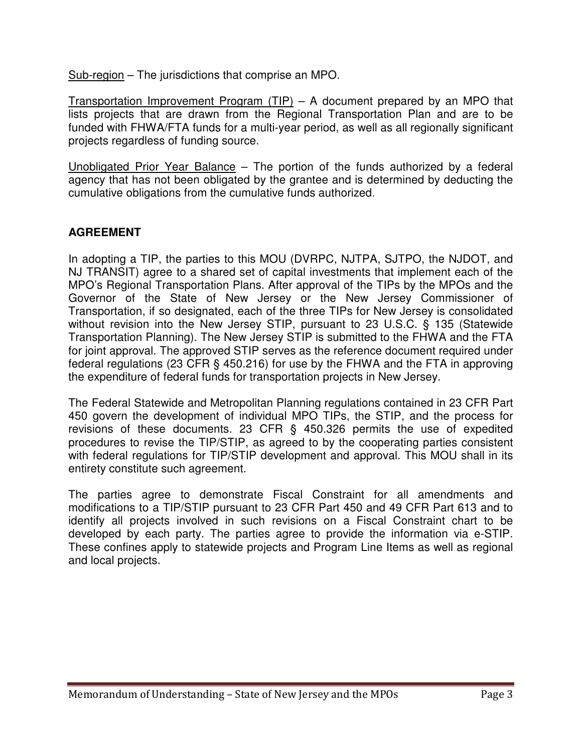<u>Sub-region</u> – The jurisdictions that comprise an MPO.

<u>Transportation Improvement Program (TIP)</u> – A document prepared by an MPO that lists projects that are drawn from the Regional Transportation Plan and are to be funded with FHWA/FTA funds for a multi-year period, as well as all regionally significant projects regardless of funding source.

<u>Unobligated Prior Year Balance</u> – The portion of the funds authorized by a federal agency that has not been obligated by the grantee and is determined by deducting the cumulative obligations from the cumulative funds authorized.

## AGREEMENT

In adopting a TIP, the parties to this MOU (DVRPC, NJTPA, SJTPO, the NJDOT, and NJ TRANSIT) agree to a shared set of capital investments that implement each of the MPO's Regional Transportation Plans. After approval of the TIPs by the MPOs and the Governor of the State of New Jersey or the New Jersey Commissioner of Transportation, if so designated, each of the three TIPs for New Jersey is consolidated without revision into the New Jersey STIP, pursuant to 23 U.S.C. § 135 (Statewide Transportation Planning). The New Jersey STIP is submitted to the FHWA and the FTA for joint approval. The approved STIP serves as the reference document required under federal regulations (23 CFR § 450.216) for use by the FHWA and the FTA in approving the expenditure of federal funds for transportation projects in New Jersey.

The Federal Statewide and Metropolitan Planning regulations contained in 23 CFR Part 450 govern the development of individual MPO TIPs, the STIP, and the process for revisions of these documents. 23 CFR § 450.326 permits the use of expedited procedures to revise the TIP/STIP, as agreed to by the cooperating parties consistent with federal regulations for TIP/STIP development and approval. This MOU shall in its entirety constitute such agreement.

The parties agree to demonstrate Fiscal Constraint for all amendments and modifications to a TIP/STIP pursuant to 23 CFR Part 450 and 49 CFR Part 613 and to identify all projects involved in such revisions on a Fiscal Constraint chart to be developed by each party. The parties agree to provide the information via e-STIP. These confines apply to statewide projects and Program Line Items as well as regional and local projects.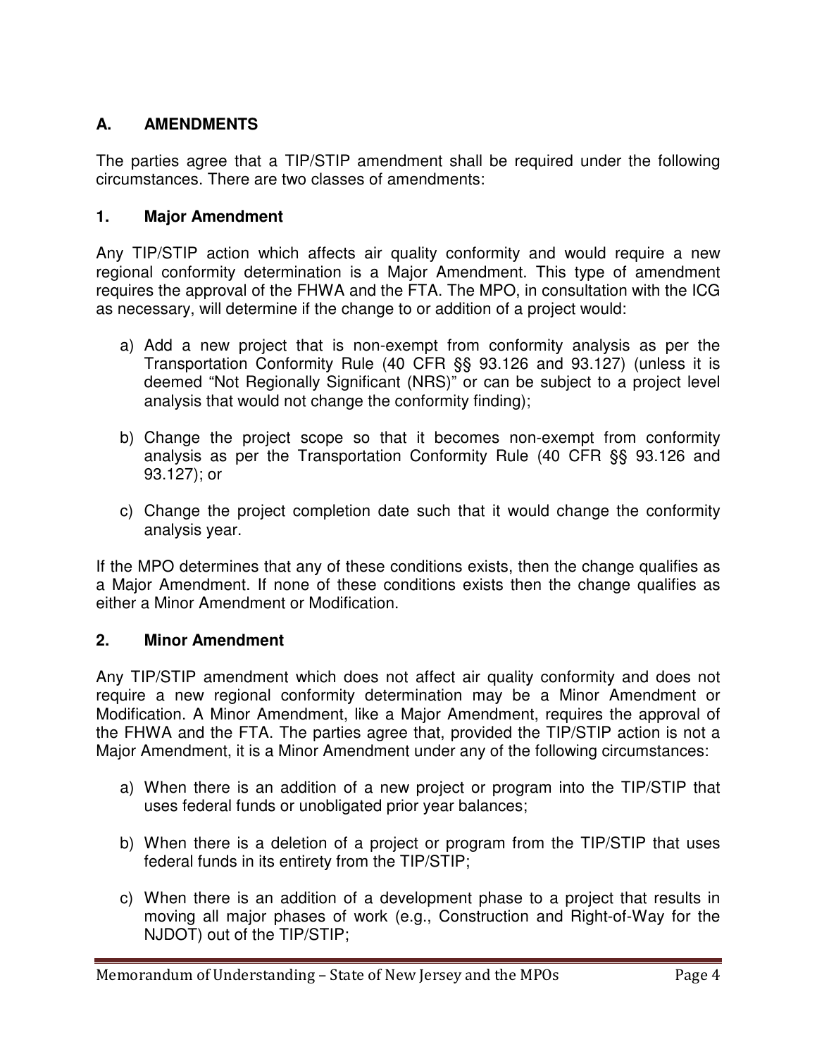## A. AMENDMENTS

The parties agree that a TIP/STIP amendment shall be required under the following circumstances. There are two classes of amendments:

### 1. Major Amendment

Any TIP/STIP action which affects air quality conformity and would require a new regional conformity determination is a Major Amendment. This type of amendment requires the approval of the FHWA and the FTA. The MPO, in consultation with the ICG as necessary, will determine if the change to or addition of a project would:

a) Add a new project that is non-exempt from conformity analysis as per the Transportation Conformity Rule (40 CFR §§ 93.126 and 93.127) (unless it is deemed "Not Regionally Significant (NRS)" or can be subject to a project level analysis that would not change the conformity finding);

b) Change the project scope so that it becomes non-exempt from conformity analysis as per the Transportation Conformity Rule (40 CFR §§ 93.126 and 93.127); or

c) Change the project completion date such that it would change the conformity analysis year.

If the MPO determines that any of these conditions exists, then the change qualifies as a Major Amendment. If none of these conditions exists then the change qualifies as either a Minor Amendment or Modification.

### 2. Minor Amendment

Any TIP/STIP amendment which does not affect air quality conformity and does not require a new regional conformity determination may be a Minor Amendment or Modification. A Minor Amendment, like a Major Amendment, requires the approval of the FHWA and the FTA. The parties agree that, provided the TIP/STIP action is not a Major Amendment, it is a Minor Amendment under any of the following circumstances:

a) When there is an addition of a new project or program into the TIP/STIP that uses federal funds or unobligated prior year balances;

b) When there is a deletion of a project or program from the TIP/STIP that uses federal funds in its entirety from the TIP/STIP;

c) When there is an addition of a development phase to a project that results in moving all major phases of work (e.g., Construction and Right-of-Way for the NJDOT) out of the TIP/STIP;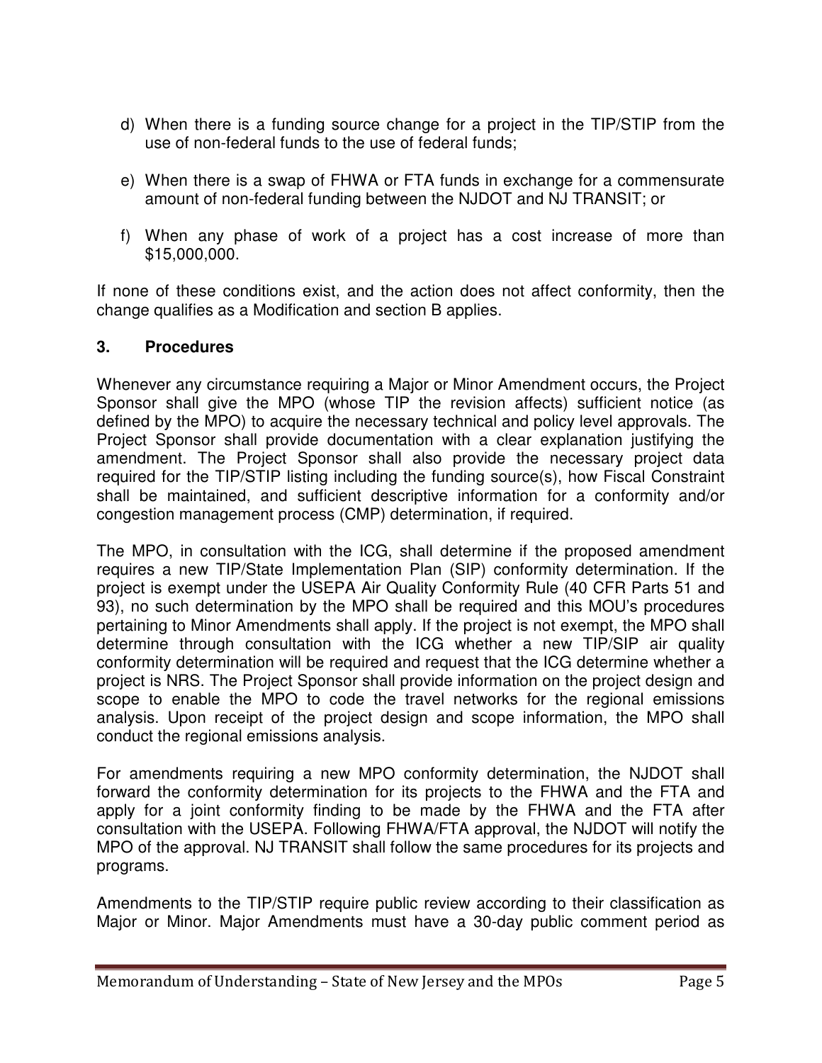d) When there is a funding source change for a project in the TIP/STIP from the use of non-federal funds to the use of federal funds;

e) When there is a swap of FHWA or FTA funds in exchange for a commensurate amount of non-federal funding between the NJDOT and NJ TRANSIT; or

f) When any phase of work of a project has a cost increase of more than $15,000,000.

If none of these conditions exist, and the action does not affect conformity, then the change qualifies as a Modification and section B applies.

### 3. Procedures

Whenever any circumstance requiring a Major or Minor Amendment occurs, the Project Sponsor shall give the MPO (whose TIP the revision affects) sufficient notice (as defined by the MPO) to acquire the necessary technical and policy level approvals. The Project Sponsor shall provide documentation with a clear explanation justifying the amendment. The Project Sponsor shall also provide the necessary project data required for the TIP/STIP listing including the funding source(s), how Fiscal Constraint shall be maintained, and sufficient descriptive information for a conformity and/or congestion management process (CMP) determination, if required.

The MPO, in consultation with the ICG, shall determine if the proposed amendment requires a new TIP/State Implementation Plan (SIP) conformity determination. If the project is exempt under the USEPA Air Quality Conformity Rule (40 CFR Parts 51 and 93), no such determination by the MPO shall be required and this MOU's procedures pertaining to Minor Amendments shall apply. If the project is not exempt, the MPO shall determine through consultation with the ICG whether a new TIP/SIP air quality conformity determination will be required and request that the ICG determine whether a project is NRS. The Project Sponsor shall provide information on the project design and scope to enable the MPO to code the travel networks for the regional emissions analysis. Upon receipt of the project design and scope information, the MPO shall conduct the regional emissions analysis.

For amendments requiring a new MPO conformity determination, the NJDOT shall forward the conformity determination for its projects to the FHWA and the FTA and apply for a joint conformity finding to be made by the FHWA and the FTA after consultation with the USEPA. Following FHWA/FTA approval, the NJDOT will notify the MPO of the approval. NJ TRANSIT shall follow the same procedures for its projects and programs.

Amendments to the TIP/STIP require public review according to their classification as Major or Minor. Major Amendments must have a 30-day public comment period as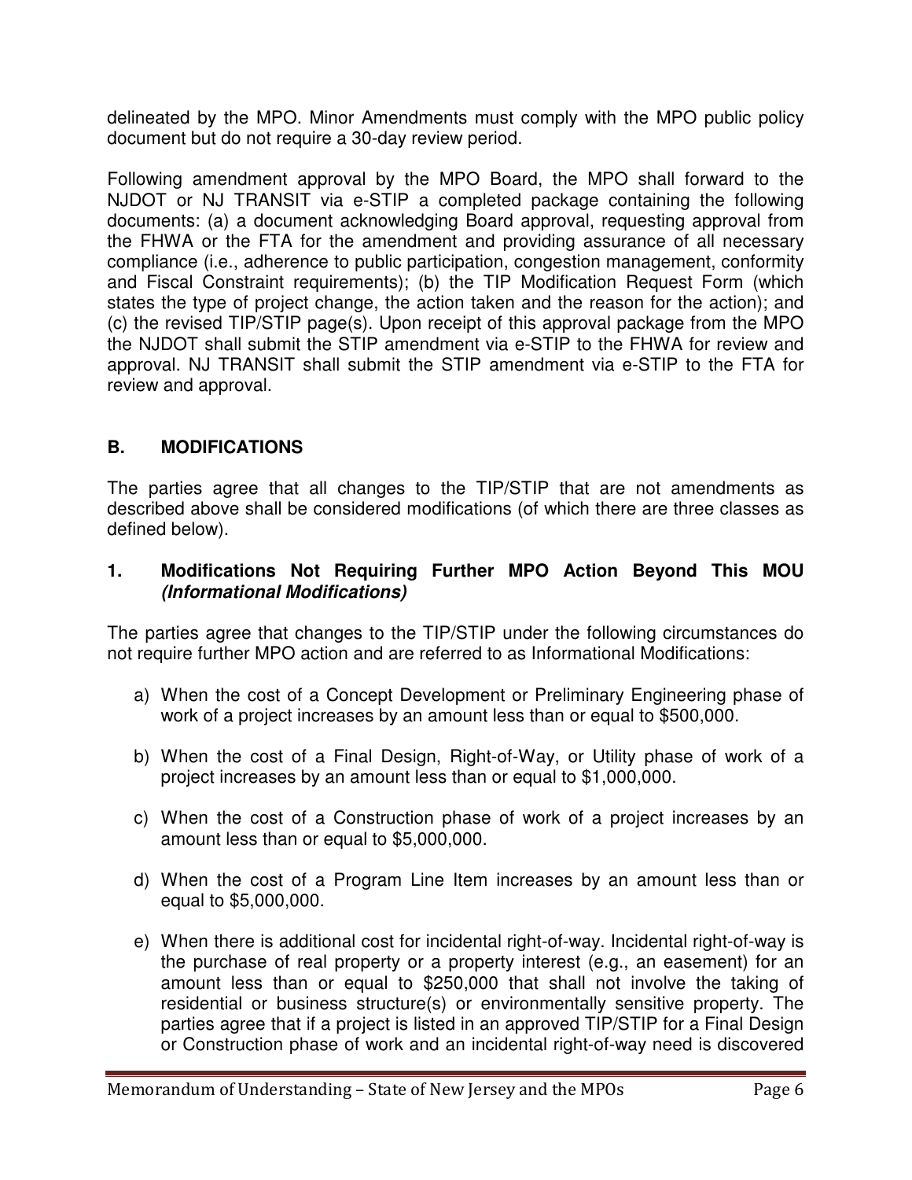delineated by the MPO. Minor Amendments must comply with the MPO public policy document but do not require a 30-day review period.

Following amendment approval by the MPO Board, the MPO shall forward to the NJDOT or NJ TRANSIT via e-STIP a completed package containing the following documents: (a) a document acknowledging Board approval, requesting approval from the FHWA or the FTA for the amendment and providing assurance of all necessary compliance (i.e., adherence to public participation, congestion management, conformity and Fiscal Constraint requirements); (b) the TIP Modification Request Form (which states the type of project change, the action taken and the reason for the action); and (c) the revised TIP/STIP page(s). Upon receipt of this approval package from the MPO the NJDOT shall submit the STIP amendment via e-STIP to the FHWA for review and approval. NJ TRANSIT shall submit the STIP amendment via e-STIP to the FTA for review and approval.

## B. MODIFICATIONS

The parties agree that all changes to the TIP/STIP that are not amendments as described above shall be considered modifications (of which there are three classes as defined below).

### 1. Modifications Not Requiring Further MPO Action Beyond This MOU *(Informational Modifications)*

The parties agree that changes to the TIP/STIP under the following circumstances do not require further MPO action and are referred to as Informational Modifications:

a) When the cost of a Concept Development or Preliminary Engineering phase of work of a project increases by an amount less than or equal to $500,000.

b) When the cost of a Final Design, Right-of-Way, or Utility phase of work of a project increases by an amount less than or equal to $1,000,000.

c) When the cost of a Construction phase of work of a project increases by an amount less than or equal to $5,000,000.

d) When the cost of a Program Line Item increases by an amount less than or equal to $5,000,000.

e) When there is additional cost for incidental right-of-way. Incidental right-of-way is the purchase of real property or a property interest (e.g., an easement) for an amount less than or equal to $250,000 that shall not involve the taking of residential or business structure(s) or environmentally sensitive property. The parties agree that if a project is listed in an approved TIP/STIP for a Final Design or Construction phase of work and an incidental right-of-way need is discovered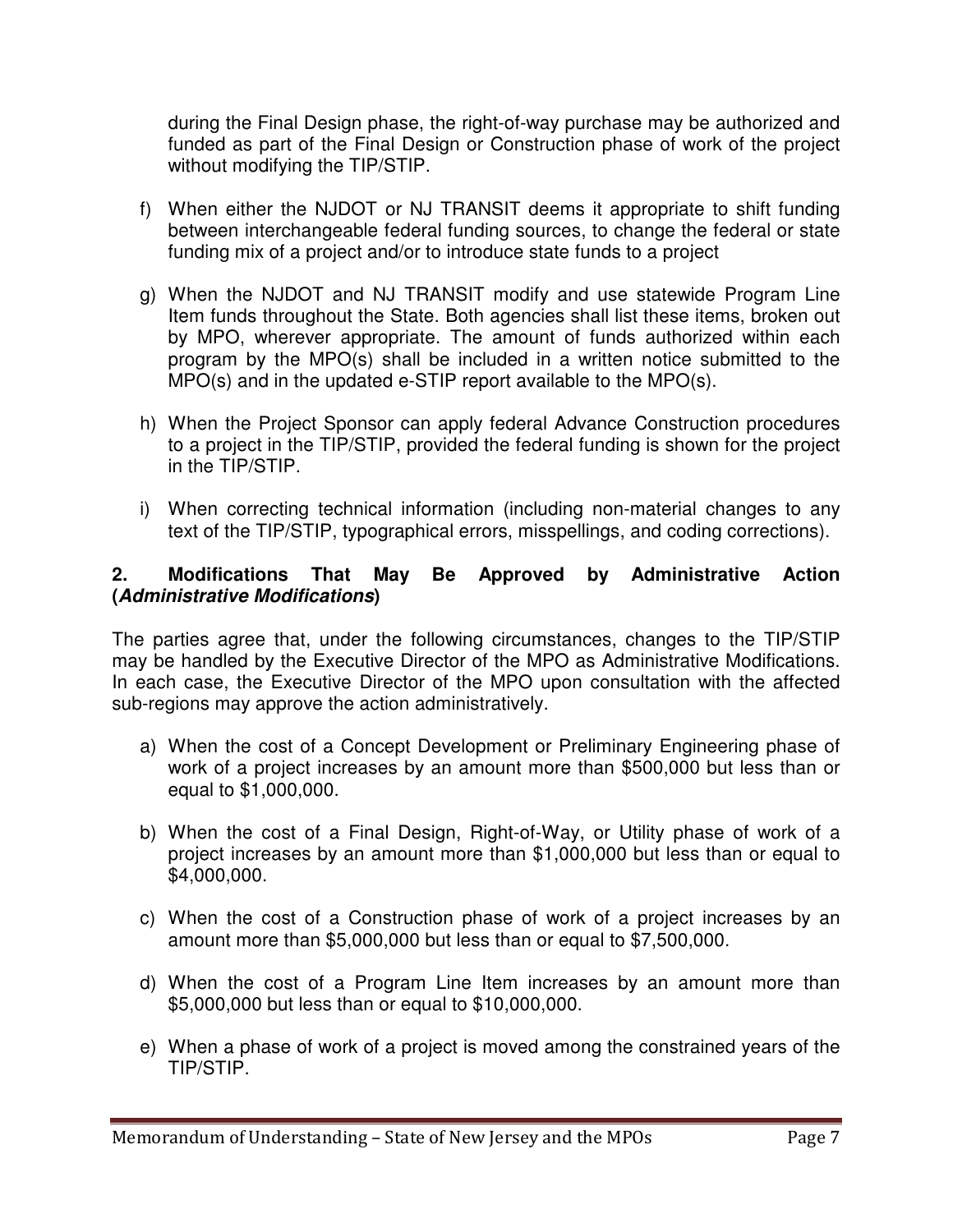during the Final Design phase, the right-of-way purchase may be authorized and funded as part of the Final Design or Construction phase of work of the project without modifying the TIP/STIP.

f) When either the NJDOT or NJ TRANSIT deems it appropriate to shift funding between interchangeable federal funding sources, to change the federal or state funding mix of a project and/or to introduce state funds to a project

g) When the NJDOT and NJ TRANSIT modify and use statewide Program Line Item funds throughout the State. Both agencies shall list these items, broken out by MPO, wherever appropriate. The amount of funds authorized within each program by the MPO(s) shall be included in a written notice submitted to the MPO(s) and in the updated e-STIP report available to the MPO(s).

h) When the Project Sponsor can apply federal Advance Construction procedures to a project in the TIP/STIP, provided the federal funding is shown for the project in the TIP/STIP.

i) When correcting technical information (including non-material changes to any text of the TIP/STIP, typographical errors, misspellings, and coding corrections).

**2. Modifications That May Be Approved by Administrative Action (*Administrative Modifications*)**

The parties agree that, under the following circumstances, changes to the TIP/STIP may be handled by the Executive Director of the MPO as Administrative Modifications. In each case, the Executive Director of the MPO upon consultation with the affected sub-regions may approve the action administratively.

a) When the cost of a Concept Development or Preliminary Engineering phase of work of a project increases by an amount more than $500,000 but less than or equal to $1,000,000.

b) When the cost of a Final Design, Right-of-Way, or Utility phase of work of a project increases by an amount more than $1,000,000 but less than or equal to $4,000,000.

c) When the cost of a Construction phase of work of a project increases by an amount more than $5,000,000 but less than or equal to $7,500,000.

d) When the cost of a Program Line Item increases by an amount more than $5,000,000 but less than or equal to $10,000,000.

e) When a phase of work of a project is moved among the constrained years of the TIP/STIP.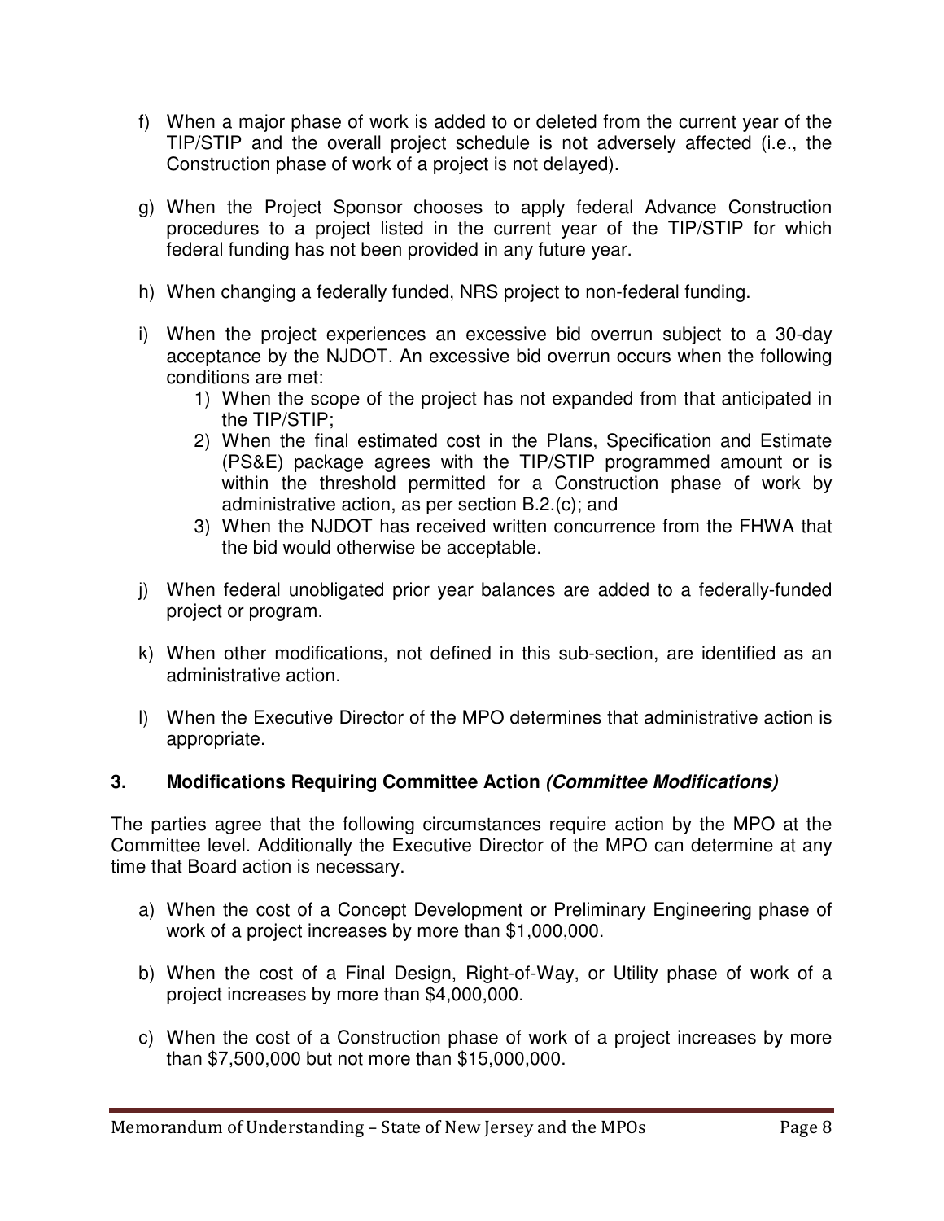f) When a major phase of work is added to or deleted from the current year of the TIP/STIP and the overall project schedule is not adversely affected (i.e., the Construction phase of work of a project is not delayed).

g) When the Project Sponsor chooses to apply federal Advance Construction procedures to a project listed in the current year of the TIP/STIP for which federal funding has not been provided in any future year.

h) When changing a federally funded, NRS project to non-federal funding.

i) When the project experiences an excessive bid overrun subject to a 30-day acceptance by the NJDOT. An excessive bid overrun occurs when the following conditions are met:
   1) When the scope of the project has not expanded from that anticipated in the TIP/STIP;
   2) When the final estimated cost in the Plans, Specification and Estimate (PS&E) package agrees with the TIP/STIP programmed amount or is within the threshold permitted for a Construction phase of work by administrative action, as per section B.2.(c); and
   3) When the NJDOT has received written concurrence from the FHWA that the bid would otherwise be acceptable.

j) When federal unobligated prior year balances are added to a federally-funded project or program.

k) When other modifications, not defined in this sub-section, are identified as an administrative action.

l) When the Executive Director of the MPO determines that administrative action is appropriate.

### 3. Modifications Requiring Committee Action *(Committee Modifications)*

The parties agree that the following circumstances require action by the MPO at the Committee level. Additionally the Executive Director of the MPO can determine at any time that Board action is necessary.

a) When the cost of a Concept Development or Preliminary Engineering phase of work of a project increases by more than $1,000,000.

b) When the cost of a Final Design, Right-of-Way, or Utility phase of work of a project increases by more than $4,000,000.

c) When the cost of a Construction phase of work of a project increases by more than $7,500,000 but not more than $15,000,000.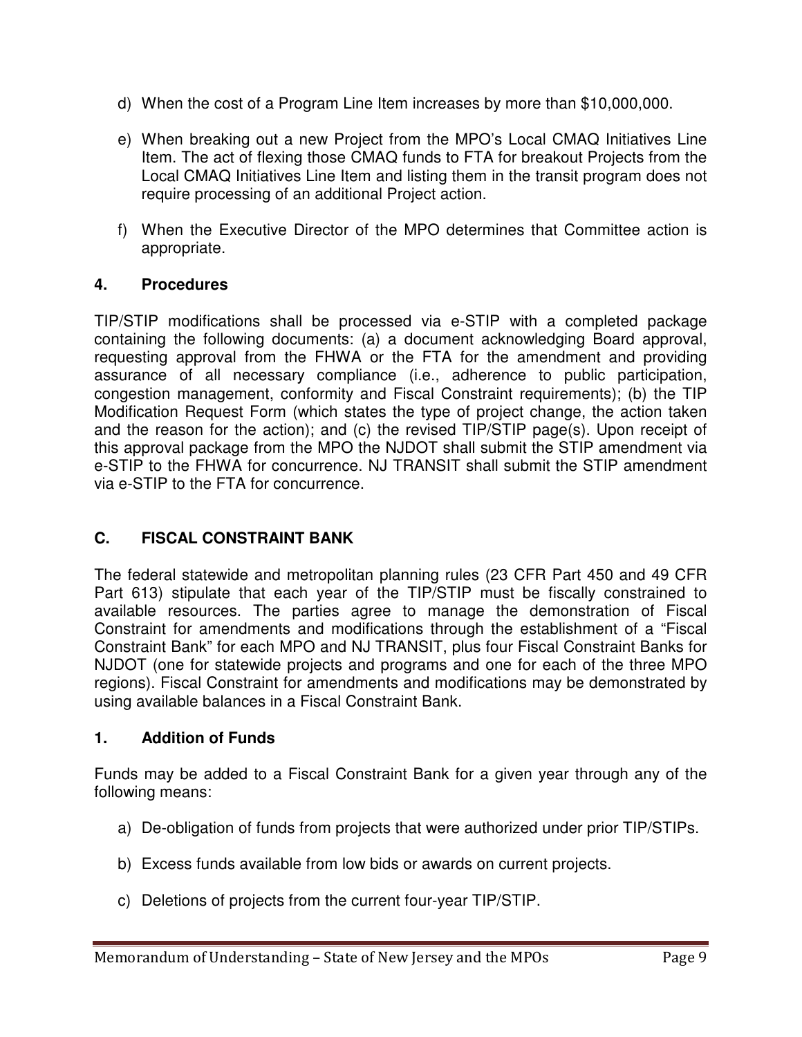d) When the cost of a Program Line Item increases by more than $10,000,000.

e) When breaking out a new Project from the MPO's Local CMAQ Initiatives Line Item. The act of flexing those CMAQ funds to FTA for breakout Projects from the Local CMAQ Initiatives Line Item and listing them in the transit program does not require processing of an additional Project action.

f) When the Executive Director of the MPO determines that Committee action is appropriate.

### 4. Procedures

TIP/STIP modifications shall be processed via e-STIP with a completed package containing the following documents: (a) a document acknowledging Board approval, requesting approval from the FHWA or the FTA for the amendment and providing assurance of all necessary compliance (i.e., adherence to public participation, congestion management, conformity and Fiscal Constraint requirements); (b) the TIP Modification Request Form (which states the type of project change, the action taken and the reason for the action); and (c) the revised TIP/STIP page(s). Upon receipt of this approval package from the MPO the NJDOT shall submit the STIP amendment via e-STIP to the FHWA for concurrence. NJ TRANSIT shall submit the STIP amendment via e-STIP to the FTA for concurrence.

## C. FISCAL CONSTRAINT BANK

The federal statewide and metropolitan planning rules (23 CFR Part 450 and 49 CFR Part 613) stipulate that each year of the TIP/STIP must be fiscally constrained to available resources. The parties agree to manage the demonstration of Fiscal Constraint for amendments and modifications through the establishment of a "Fiscal Constraint Bank" for each MPO and NJ TRANSIT, plus four Fiscal Constraint Banks for NJDOT (one for statewide projects and programs and one for each of the three MPO regions). Fiscal Constraint for amendments and modifications may be demonstrated by using available balances in a Fiscal Constraint Bank.

### 1. Addition of Funds

Funds may be added to a Fiscal Constraint Bank for a given year through any of the following means:

a) De-obligation of funds from projects that were authorized under prior TIP/STIPs.

b) Excess funds available from low bids or awards on current projects.

c) Deletions of projects from the current four-year TIP/STIP.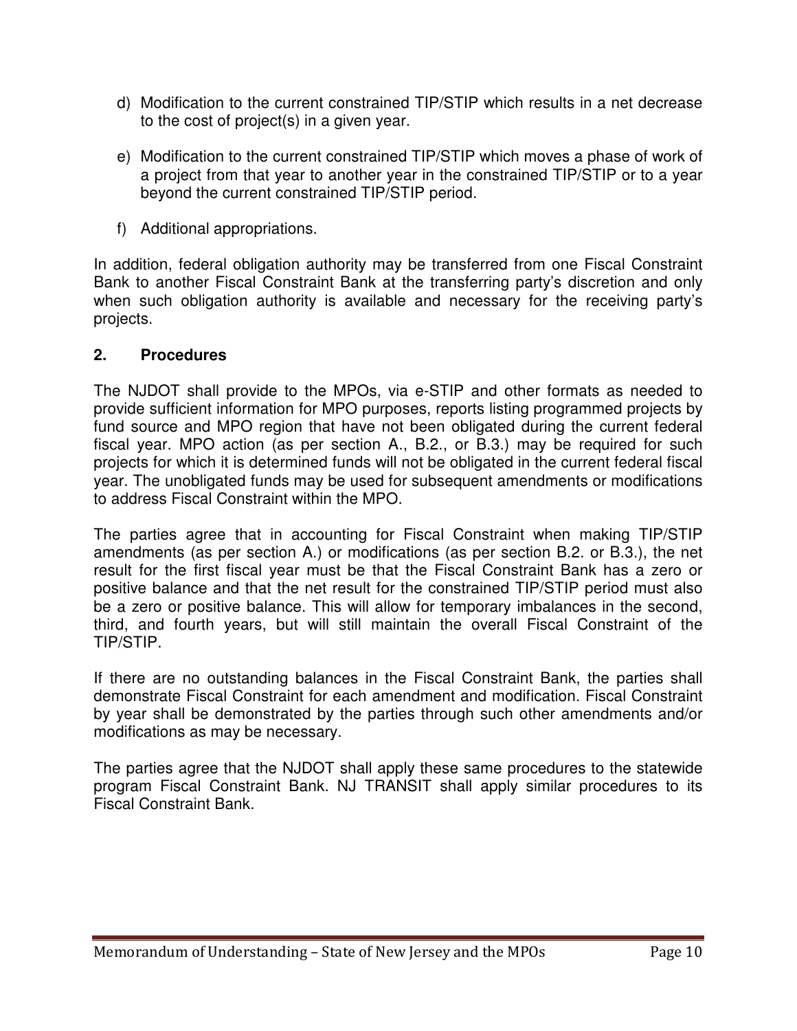d) Modification to the current constrained TIP/STIP which results in a net decrease to the cost of project(s) in a given year.

e) Modification to the current constrained TIP/STIP which moves a phase of work of a project from that year to another year in the constrained TIP/STIP or to a year beyond the current constrained TIP/STIP period.

f) Additional appropriations.

In addition, federal obligation authority may be transferred from one Fiscal Constraint Bank to another Fiscal Constraint Bank at the transferring party's discretion and only when such obligation authority is available and necessary for the receiving party's projects.

### 2. Procedures

The NJDOT shall provide to the MPOs, via e-STIP and other formats as needed to provide sufficient information for MPO purposes, reports listing programmed projects by fund source and MPO region that have not been obligated during the current federal fiscal year. MPO action (as per section A., B.2., or B.3.) may be required for such projects for which it is determined funds will not be obligated in the current federal fiscal year. The unobligated funds may be used for subsequent amendments or modifications to address Fiscal Constraint within the MPO.

The parties agree that in accounting for Fiscal Constraint when making TIP/STIP amendments (as per section A.) or modifications (as per section B.2. or B.3.), the net result for the first fiscal year must be that the Fiscal Constraint Bank has a zero or positive balance and that the net result for the constrained TIP/STIP period must also be a zero or positive balance. This will allow for temporary imbalances in the second, third, and fourth years, but will still maintain the overall Fiscal Constraint of the TIP/STIP.

If there are no outstanding balances in the Fiscal Constraint Bank, the parties shall demonstrate Fiscal Constraint for each amendment and modification. Fiscal Constraint by year shall be demonstrated by the parties through such other amendments and/or modifications as may be necessary.

The parties agree that the NJDOT shall apply these same procedures to the statewide program Fiscal Constraint Bank. NJ TRANSIT shall apply similar procedures to its Fiscal Constraint Bank.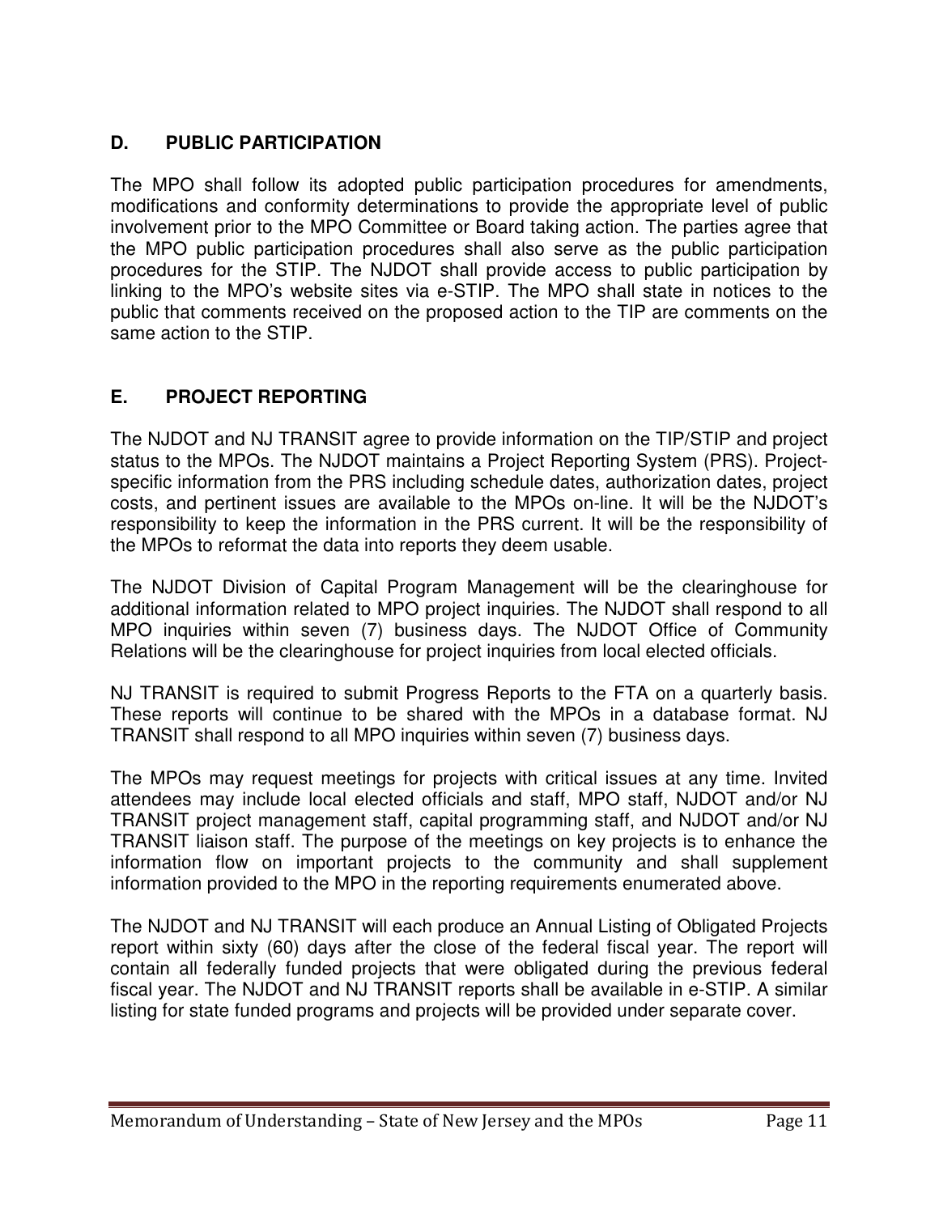## D. PUBLIC PARTICIPATION

The MPO shall follow its adopted public participation procedures for amendments, modifications and conformity determinations to provide the appropriate level of public involvement prior to the MPO Committee or Board taking action. The parties agree that the MPO public participation procedures shall also serve as the public participation procedures for the STIP. The NJDOT shall provide access to public participation by linking to the MPO's website sites via e-STIP. The MPO shall state in notices to the public that comments received on the proposed action to the TIP are comments on the same action to the STIP.

## E. PROJECT REPORTING

The NJDOT and NJ TRANSIT agree to provide information on the TIP/STIP and project status to the MPOs. The NJDOT maintains a Project Reporting System (PRS). Project-specific information from the PRS including schedule dates, authorization dates, project costs, and pertinent issues are available to the MPOs on-line. It will be the NJDOT's responsibility to keep the information in the PRS current. It will be the responsibility of the MPOs to reformat the data into reports they deem usable.

The NJDOT Division of Capital Program Management will be the clearinghouse for additional information related to MPO project inquiries. The NJDOT shall respond to all MPO inquiries within seven (7) business days. The NJDOT Office of Community Relations will be the clearinghouse for project inquiries from local elected officials.

NJ TRANSIT is required to submit Progress Reports to the FTA on a quarterly basis. These reports will continue to be shared with the MPOs in a database format. NJ TRANSIT shall respond to all MPO inquiries within seven (7) business days.

The MPOs may request meetings for projects with critical issues at any time. Invited attendees may include local elected officials and staff, MPO staff, NJDOT and/or NJ TRANSIT project management staff, capital programming staff, and NJDOT and/or NJ TRANSIT liaison staff. The purpose of the meetings on key projects is to enhance the information flow on important projects to the community and shall supplement information provided to the MPO in the reporting requirements enumerated above.

The NJDOT and NJ TRANSIT will each produce an Annual Listing of Obligated Projects report within sixty (60) days after the close of the federal fiscal year. The report will contain all federally funded projects that were obligated during the previous federal fiscal year. The NJDOT and NJ TRANSIT reports shall be available in e-STIP. A similar listing for state funded programs and projects will be provided under separate cover.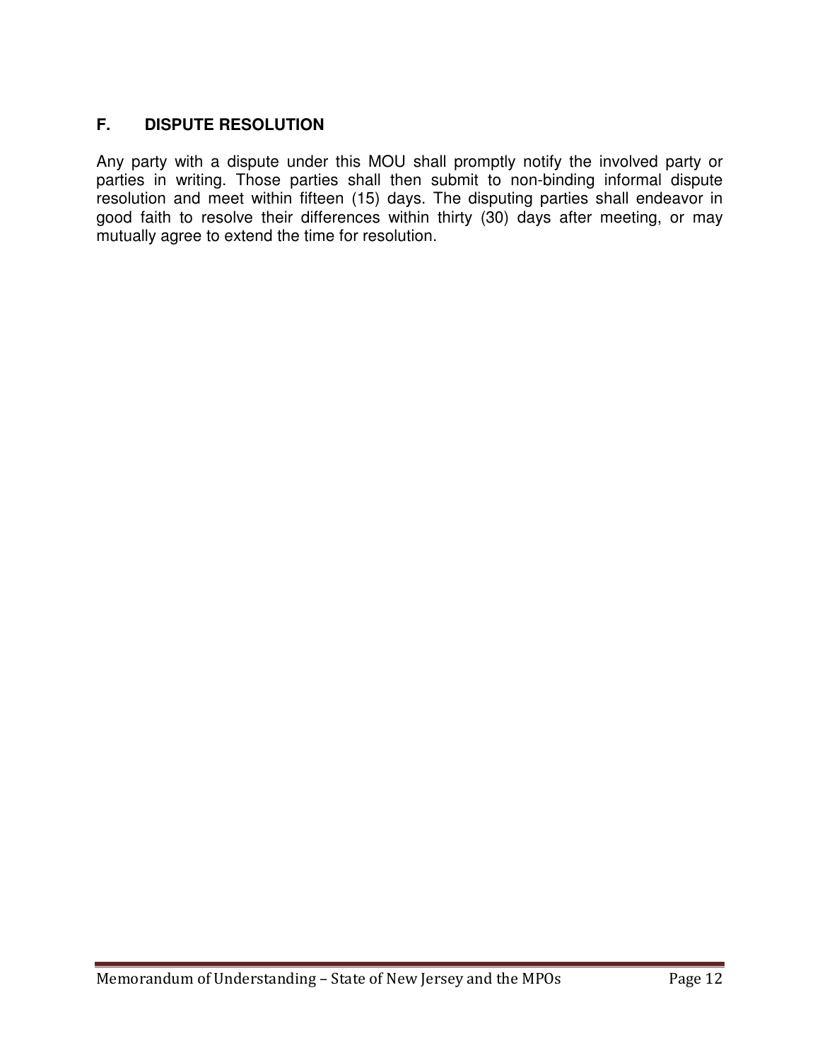## F. DISPUTE RESOLUTION

Any party with a dispute under this MOU shall promptly notify the involved party or parties in writing. Those parties shall then submit to non-binding informal dispute resolution and meet within fifteen (15) days. The disputing parties shall endeavor in good faith to resolve their differences within thirty (30) days after meeting, or may mutually agree to extend the time for resolution.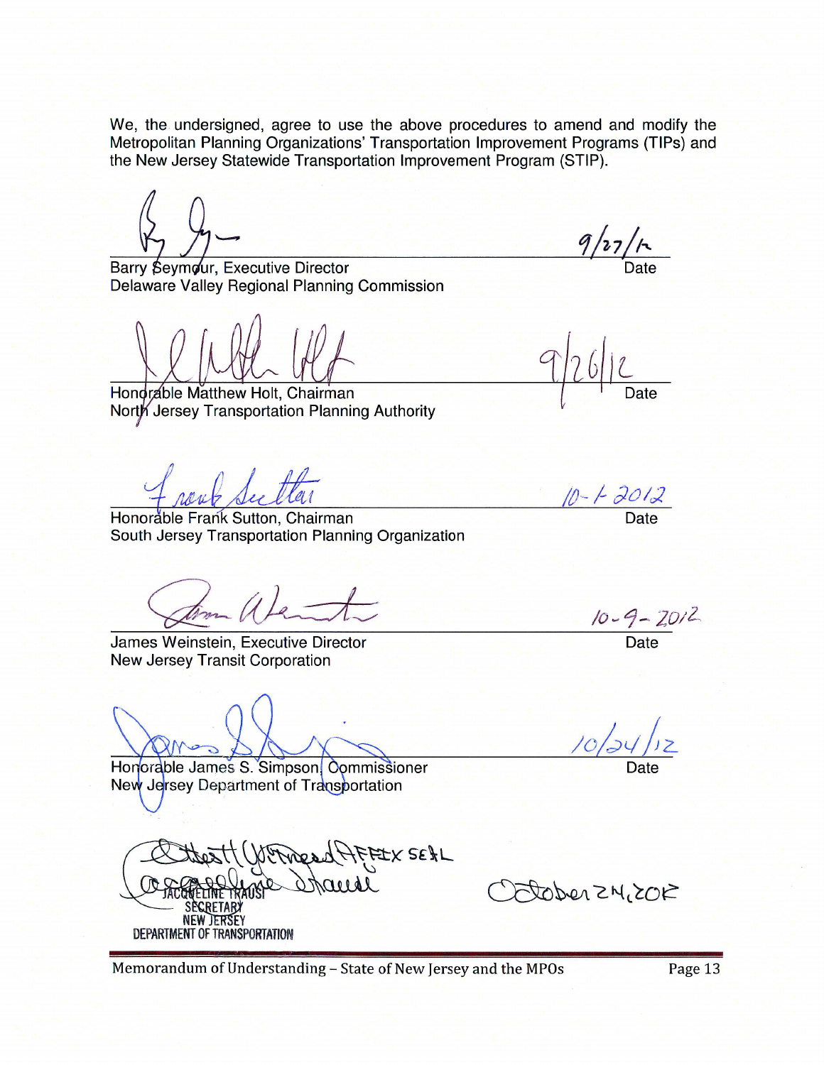We, the undersigned, agree to use the above procedures to amend and modify the Metropolitan Planning Organizations' Transportation Improvement Programs (TIPs) and the New Jersey Statewide Transportation Improvement Program (STIP).

Barry Seymour, Executive Director
Delaware Valley Regional Planning Commission

9/27/12
Date

Honorable Matthew Holt, Chairman
North Jersey Transportation Planning Authority

9/26/12
Date

Honorable Frank Sutton, Chairman
South Jersey Transportation Planning Organization

10-1-2012
Date

James Weinstein, Executive Director
New Jersey Transit Corporation

10-9-2012
Date

Honorable James S. Simpson, Commissioner
New Jersey Department of Transportation

10/24/12
Date

Attest (Witness) AFFIX SEAL

JACQUELINE TRAUSI
SECRETARY
NEW JERSEY
DEPARTMENT OF TRANSPORTATION

October 24, 2012